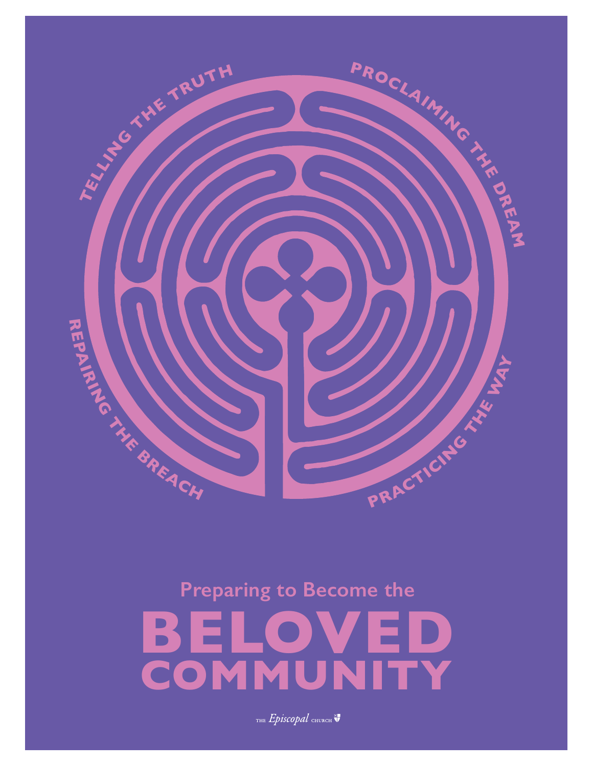TELLING THE TRUTH

PROCLAIMING THE DREAM

REPAIRING THE BREACH

PRACTICING THE WAY

## Preparing to Become the

# BELOVED COMMUNITY

THE *Episcopal* CHURCH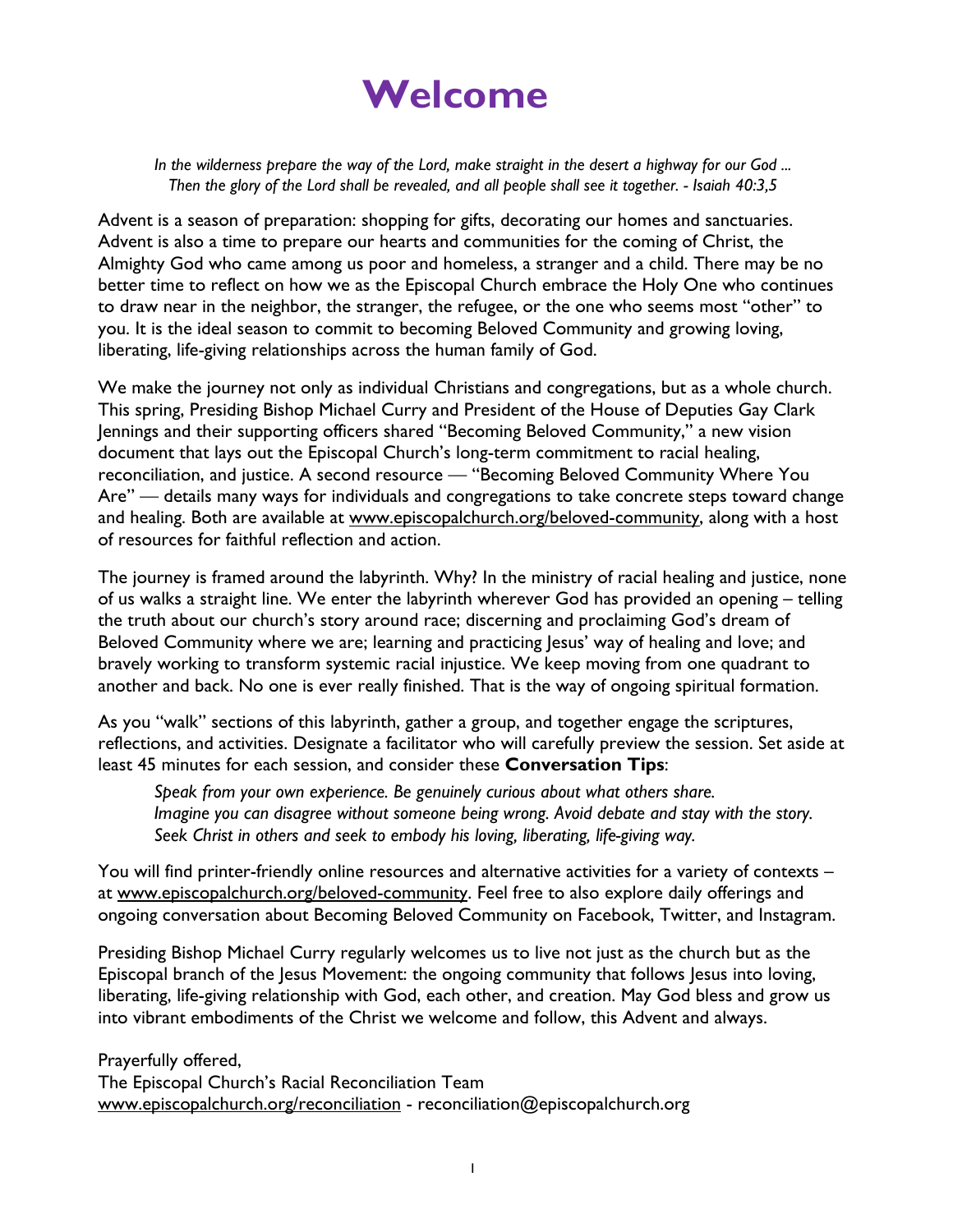# Welcome

*In the wilderness prepare the way of the Lord, make straight in the desert a highway for our God ...*
*Then the glory of the Lord shall be revealed, and all people shall see it together. - Isaiah 40:3,5*

Advent is a season of preparation: shopping for gifts, decorating our homes and sanctuaries. Advent is also a time to prepare our hearts and communities for the coming of Christ, the Almighty God who came among us poor and homeless, a stranger and a child. There may be no better time to reflect on how we as the Episcopal Church embrace the Holy One who continues to draw near in the neighbor, the stranger, the refugee, or the one who seems most "other" to you. It is the ideal season to commit to becoming Beloved Community and growing loving, liberating, life-giving relationships across the human family of God.

We make the journey not only as individual Christians and congregations, but as a whole church. This spring, Presiding Bishop Michael Curry and President of the House of Deputies Gay Clark Jennings and their supporting officers shared "Becoming Beloved Community," a new vision document that lays out the Episcopal Church's long-term commitment to racial healing, reconciliation, and justice. A second resource — "Becoming Beloved Community Where You Are" — details many ways for individuals and congregations to take concrete steps toward change and healing. Both are available at www.episcopalchurch.org/beloved-community, along with a host of resources for faithful reflection and action.

The journey is framed around the labyrinth. Why? In the ministry of racial healing and justice, none of us walks a straight line. We enter the labyrinth wherever God has provided an opening – telling the truth about our church's story around race; discerning and proclaiming God's dream of Beloved Community where we are; learning and practicing Jesus' way of healing and love; and bravely working to transform systemic racial injustice. We keep moving from one quadrant to another and back. No one is ever really finished. That is the way of ongoing spiritual formation.

As you "walk" sections of this labyrinth, gather a group, and together engage the scriptures, reflections, and activities. Designate a facilitator who will carefully preview the session. Set aside at least 45 minutes for each session, and consider these **Conversation Tips**:

> *Speak from your own experience. Be genuinely curious about what others share.*
> *Imagine you can disagree without someone being wrong. Avoid debate and stay with the story.*
> *Seek Christ in others and seek to embody his loving, liberating, life-giving way.*

You will find printer-friendly online resources and alternative activities for a variety of contexts – at www.episcopalchurch.org/beloved-community. Feel free to also explore daily offerings and ongoing conversation about Becoming Beloved Community on Facebook, Twitter, and Instagram.

Presiding Bishop Michael Curry regularly welcomes us to live not just as the church but as the Episcopal branch of the Jesus Movement: the ongoing community that follows Jesus into loving, liberating, life-giving relationship with God, each other, and creation. May God bless and grow us into vibrant embodiments of the Christ we welcome and follow, this Advent and always.

Prayerfully offered,
The Episcopal Church's Racial Reconciliation Team
www.episcopalchurch.org/reconciliation - reconciliation@episcopalchurch.org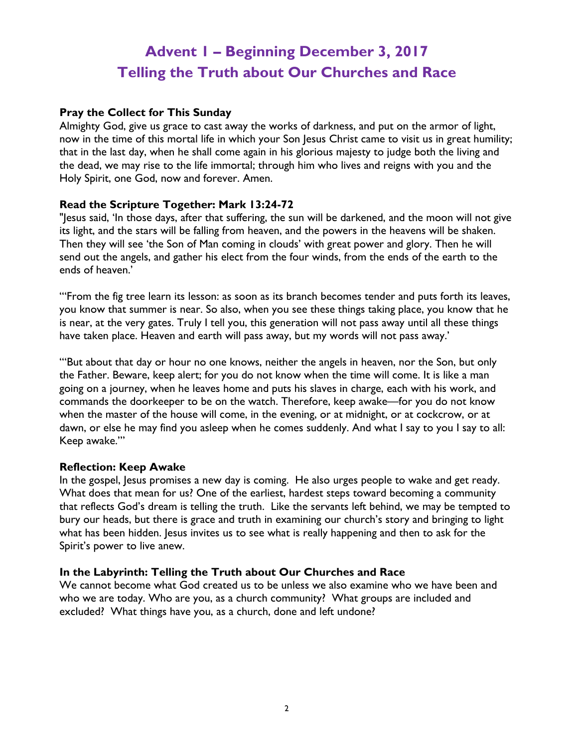# Advent 1 – Beginning December 3, 2017
# Telling the Truth about Our Churches and Race

### Pray the Collect for This Sunday

Almighty God, give us grace to cast away the works of darkness, and put on the armor of light, now in the time of this mortal life in which your Son Jesus Christ came to visit us in great humility; that in the last day, when he shall come again in his glorious majesty to judge both the living and the dead, we may rise to the life immortal; through him who lives and reigns with you and the Holy Spirit, one God, now and forever. Amen.

### Read the Scripture Together: Mark 13:24-72

"Jesus said, 'In those days, after that suffering, the sun will be darkened, and the moon will not give its light, and the stars will be falling from heaven, and the powers in the heavens will be shaken. Then they will see 'the Son of Man coming in clouds' with great power and glory. Then he will send out the angels, and gather his elect from the four winds, from the ends of the earth to the ends of heaven.'

"'From the fig tree learn its lesson: as soon as its branch becomes tender and puts forth its leaves, you know that summer is near. So also, when you see these things taking place, you know that he is near, at the very gates. Truly I tell you, this generation will not pass away until all these things have taken place. Heaven and earth will pass away, but my words will not pass away.'

"'But about that day or hour no one knows, neither the angels in heaven, nor the Son, but only the Father. Beware, keep alert; for you do not know when the time will come. It is like a man going on a journey, when he leaves home and puts his slaves in charge, each with his work, and commands the doorkeeper to be on the watch. Therefore, keep awake—for you do not know when the master of the house will come, in the evening, or at midnight, or at cockcrow, or at dawn, or else he may find you asleep when he comes suddenly. And what I say to you I say to all: Keep awake.'"

### Reflection: Keep Awake

In the gospel, Jesus promises a new day is coming. He also urges people to wake and get ready. What does that mean for us? One of the earliest, hardest steps toward becoming a community that reflects God's dream is telling the truth. Like the servants left behind, we may be tempted to bury our heads, but there is grace and truth in examining our church's story and bringing to light what has been hidden. Jesus invites us to see what is really happening and then to ask for the Spirit's power to live anew.

### In the Labyrinth: Telling the Truth about Our Churches and Race

We cannot become what God created us to be unless we also examine who we have been and who we are today. Who are you, as a church community? What groups are included and excluded? What things have you, as a church, done and left undone?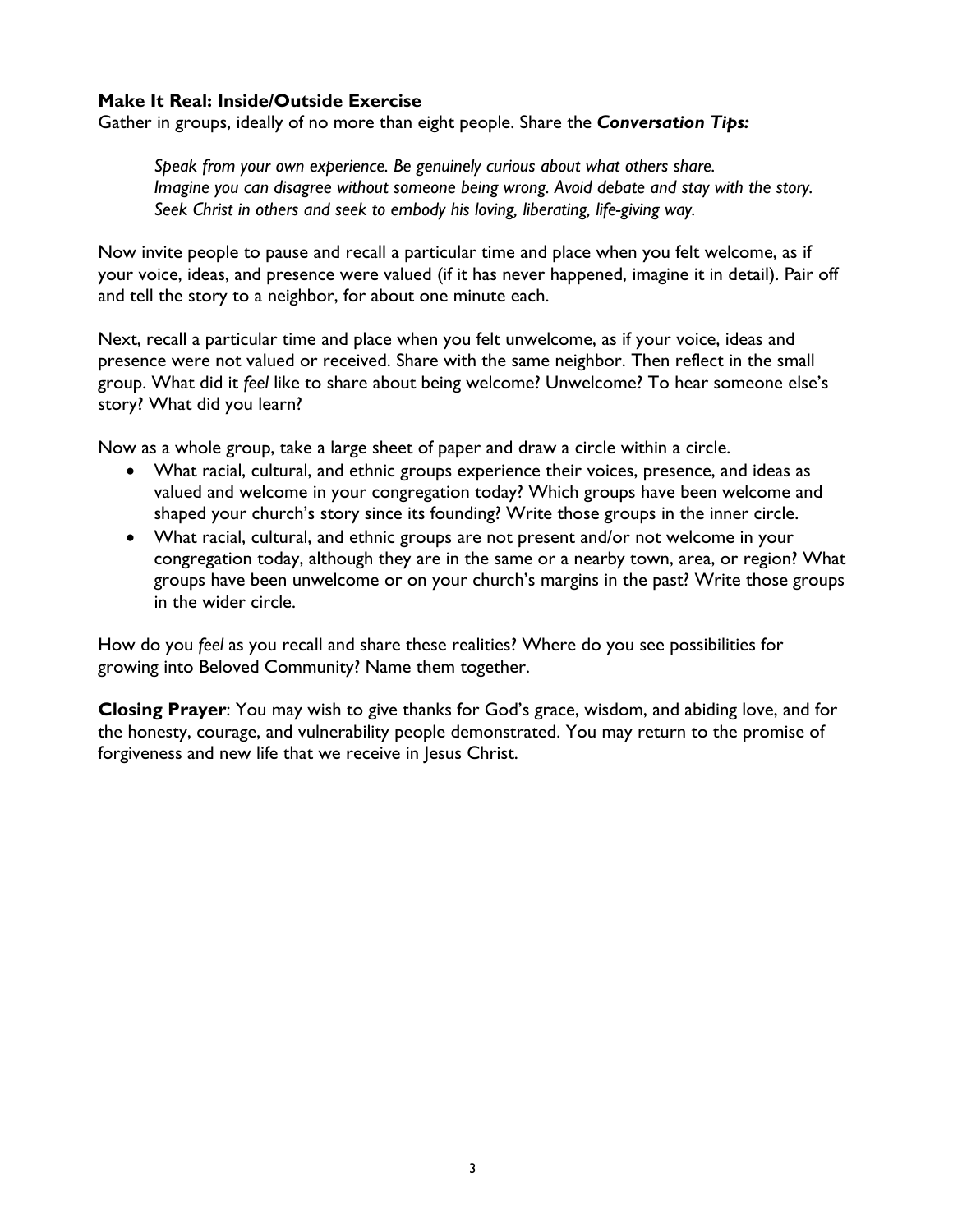**Make It Real: Inside/Outside Exercise**
Gather in groups, ideally of no more than eight people. Share the ***Conversation Tips:***

> *Speak from your own experience. Be genuinely curious about what others share.*
> *Imagine you can disagree without someone being wrong. Avoid debate and stay with the story.*
> *Seek Christ in others and seek to embody his loving, liberating, life-giving way.*

Now invite people to pause and recall a particular time and place when you felt welcome, as if your voice, ideas, and presence were valued (if it has never happened, imagine it in detail). Pair off and tell the story to a neighbor, for about one minute each.

Next, recall a particular time and place when you felt unwelcome, as if your voice, ideas and presence were not valued or received. Share with the same neighbor. Then reflect in the small group. What did it *feel* like to share about being welcome? Unwelcome? To hear someone else's story? What did you learn?

Now as a whole group, take a large sheet of paper and draw a circle within a circle.

- What racial, cultural, and ethnic groups experience their voices, presence, and ideas as valued and welcome in your congregation today? Which groups have been welcome and shaped your church's story since its founding? Write those groups in the inner circle.
- What racial, cultural, and ethnic groups are not present and/or not welcome in your congregation today, although they are in the same or a nearby town, area, or region? What groups have been unwelcome or on your church's margins in the past? Write those groups in the wider circle.

How do you *feel* as you recall and share these realities? Where do you see possibilities for growing into Beloved Community? Name them together.

**Closing Prayer**: You may wish to give thanks for God's grace, wisdom, and abiding love, and for the honesty, courage, and vulnerability people demonstrated. You may return to the promise of forgiveness and new life that we receive in Jesus Christ.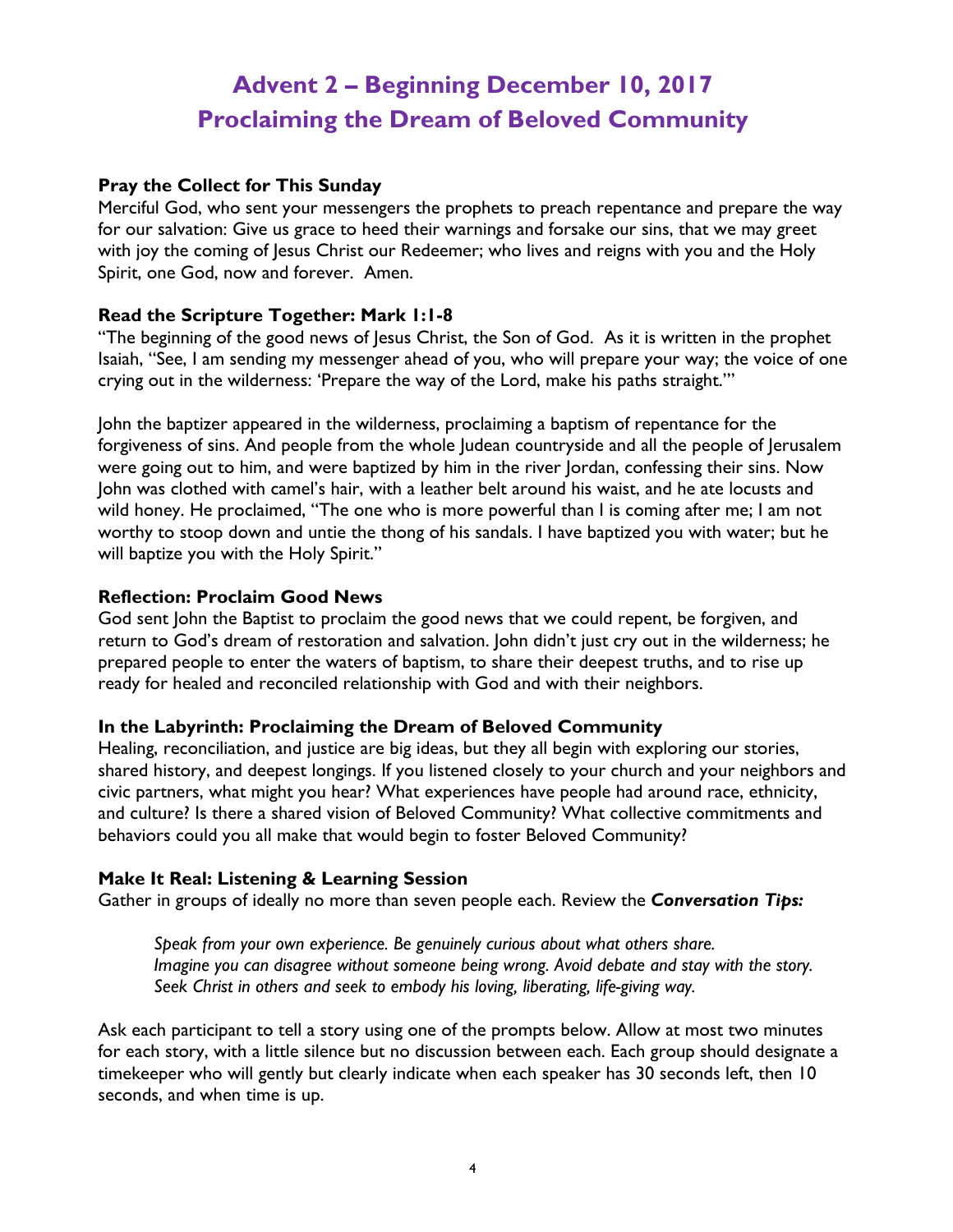# Advent 2 – Beginning December 10, 2017
# Proclaiming the Dream of Beloved Community

### Pray the Collect for This Sunday

Merciful God, who sent your messengers the prophets to preach repentance and prepare the way for our salvation: Give us grace to heed their warnings and forsake our sins, that we may greet with joy the coming of Jesus Christ our Redeemer; who lives and reigns with you and the Holy Spirit, one God, now and forever. Amen.

### Read the Scripture Together: Mark 1:1-8

"The beginning of the good news of Jesus Christ, the Son of God. As it is written in the prophet Isaiah, "See, I am sending my messenger ahead of you, who will prepare your way; the voice of one crying out in the wilderness: 'Prepare the way of the Lord, make his paths straight.'"

John the baptizer appeared in the wilderness, proclaiming a baptism of repentance for the forgiveness of sins. And people from the whole Judean countryside and all the people of Jerusalem were going out to him, and were baptized by him in the river Jordan, confessing their sins. Now John was clothed with camel's hair, with a leather belt around his waist, and he ate locusts and wild honey. He proclaimed, "The one who is more powerful than I is coming after me; I am not worthy to stoop down and untie the thong of his sandals. I have baptized you with water; but he will baptize you with the Holy Spirit."

### Reflection: Proclaim Good News

God sent John the Baptist to proclaim the good news that we could repent, be forgiven, and return to God's dream of restoration and salvation. John didn't just cry out in the wilderness; he prepared people to enter the waters of baptism, to share their deepest truths, and to rise up ready for healed and reconciled relationship with God and with their neighbors.

### In the Labyrinth: Proclaiming the Dream of Beloved Community

Healing, reconciliation, and justice are big ideas, but they all begin with exploring our stories, shared history, and deepest longings. If you listened closely to your church and your neighbors and civic partners, what might you hear? What experiences have people had around race, ethnicity, and culture? Is there a shared vision of Beloved Community? What collective commitments and behaviors could you all make that would begin to foster Beloved Community?

### Make It Real: Listening & Learning Session

Gather in groups of ideally no more than seven people each. Review the ***Conversation Tips:***

> *Speak from your own experience. Be genuinely curious about what others share.*
> *Imagine you can disagree without someone being wrong. Avoid debate and stay with the story.*
> *Seek Christ in others and seek to embody his loving, liberating, life-giving way.*

Ask each participant to tell a story using one of the prompts below. Allow at most two minutes for each story, with a little silence but no discussion between each. Each group should designate a timekeeper who will gently but clearly indicate when each speaker has 30 seconds left, then 10 seconds, and when time is up.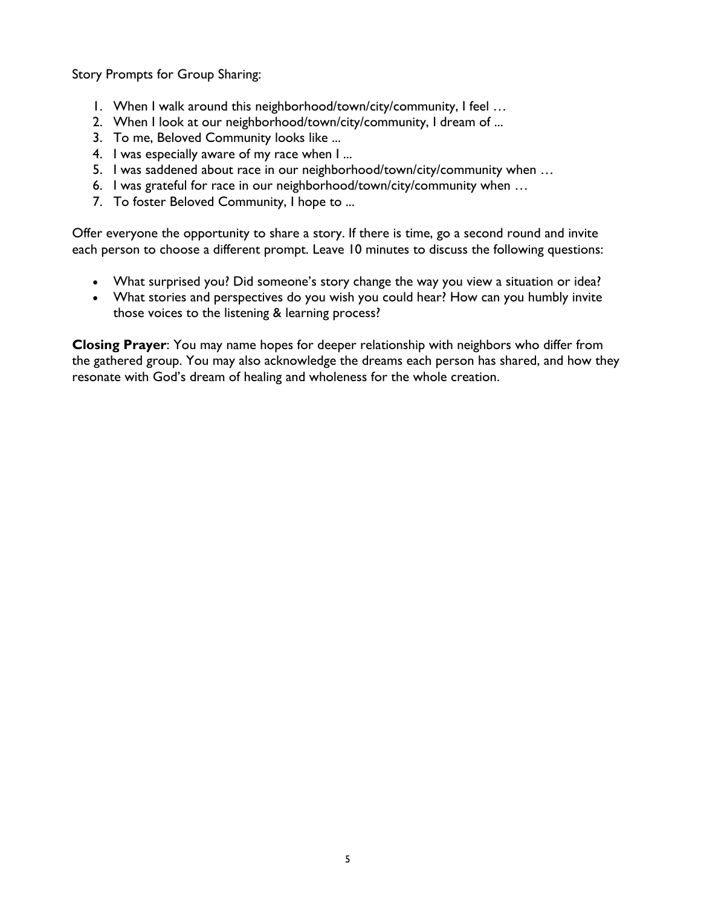Story Prompts for Group Sharing:

1. When I walk around this neighborhood/town/city/community, I feel …
2. When I look at our neighborhood/town/city/community, I dream of ...
3. To me, Beloved Community looks like ...
4. I was especially aware of my race when I ...
5. I was saddened about race in our neighborhood/town/city/community when …
6. I was grateful for race in our neighborhood/town/city/community when …
7. To foster Beloved Community, I hope to ...

Offer everyone the opportunity to share a story. If there is time, go a second round and invite each person to choose a different prompt. Leave 10 minutes to discuss the following questions:

- What surprised you? Did someone's story change the way you view a situation or idea?
- What stories and perspectives do you wish you could hear? How can you humbly invite those voices to the listening & learning process?

**Closing Prayer**: You may name hopes for deeper relationship with neighbors who differ from the gathered group. You may also acknowledge the dreams each person has shared, and how they resonate with God's dream of healing and wholeness for the whole creation.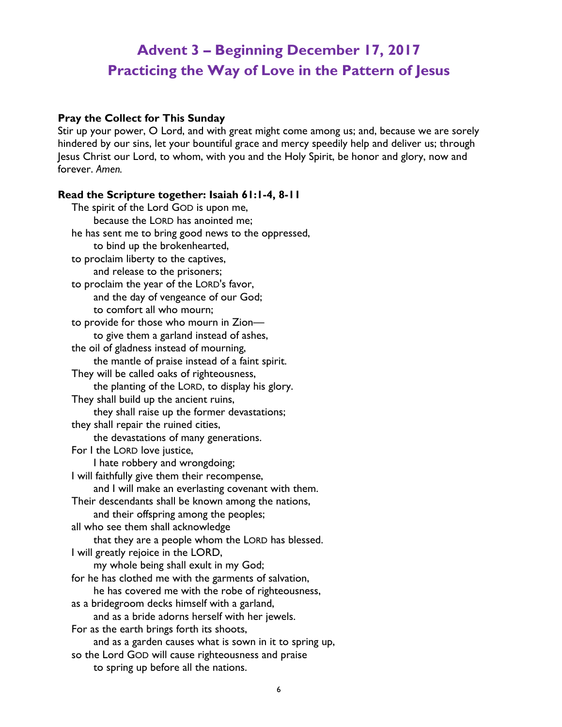# Advent 3 – Beginning December 17, 2017
# Practicing the Way of Love in the Pattern of Jesus

**Pray the Collect for This Sunday**

Stir up your power, O Lord, and with great might come among us; and, because we are sorely hindered by our sins, let your bountiful grace and mercy speedily help and deliver us; through Jesus Christ our Lord, to whom, with you and the Holy Spirit, be honor and glory, now and forever. *Amen.*

**Read the Scripture together: Isaiah 61:1-4, 8-11**

The spirit of the Lord GOD is upon me,
 because the LORD has anointed me;
he has sent me to bring good news to the oppressed,
 to bind up the brokenhearted,
to proclaim liberty to the captives,
 and release to the prisoners;
to proclaim the year of the LORD's favor,
 and the day of vengeance of our God;
 to comfort all who mourn;
to provide for those who mourn in Zion—
 to give them a garland instead of ashes,
the oil of gladness instead of mourning,
 the mantle of praise instead of a faint spirit.
They will be called oaks of righteousness,
 the planting of the LORD, to display his glory.
They shall build up the ancient ruins,
 they shall raise up the former devastations;
they shall repair the ruined cities,
 the devastations of many generations.
For I the LORD love justice,
 I hate robbery and wrongdoing;
I will faithfully give them their recompense,
 and I will make an everlasting covenant with them.
Their descendants shall be known among the nations,
 and their offspring among the peoples;
all who see them shall acknowledge
 that they are a people whom the LORD has blessed.
I will greatly rejoice in the LORD,
 my whole being shall exult in my God;
for he has clothed me with the garments of salvation,
 he has covered me with the robe of righteousness,
as a bridegroom decks himself with a garland,
 and as a bride adorns herself with her jewels.
For as the earth brings forth its shoots,
 and as a garden causes what is sown in it to spring up,
so the Lord GOD will cause righteousness and praise
 to spring up before all the nations.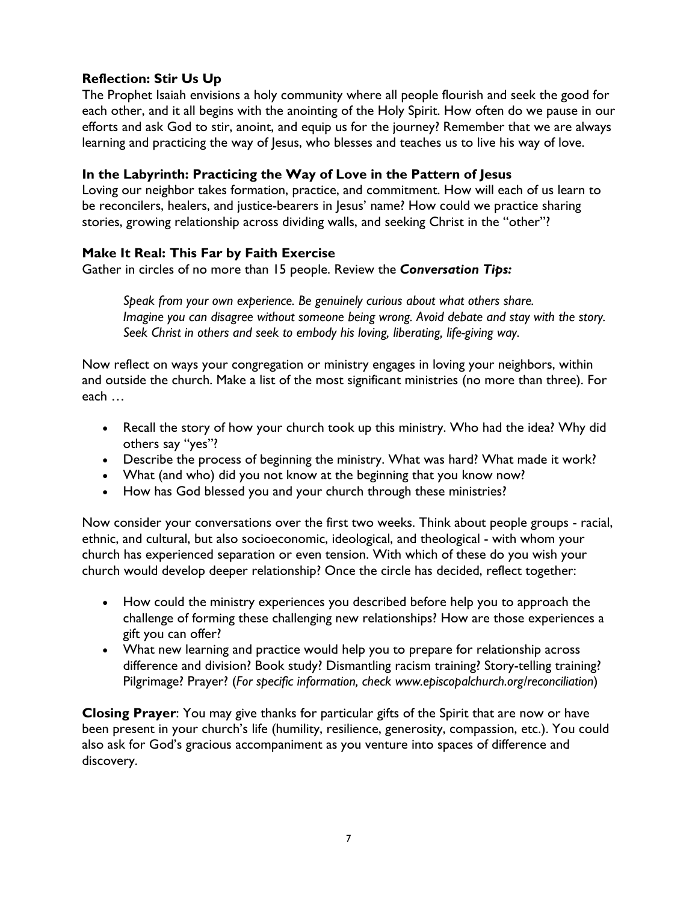### Reflection: Stir Us Up

The Prophet Isaiah envisions a holy community where all people flourish and seek the good for each other, and it all begins with the anointing of the Holy Spirit. How often do we pause in our efforts and ask God to stir, anoint, and equip us for the journey? Remember that we are always learning and practicing the way of Jesus, who blesses and teaches us to live his way of love.

### In the Labyrinth: Practicing the Way of Love in the Pattern of Jesus

Loving our neighbor takes formation, practice, and commitment. How will each of us learn to be reconcilers, healers, and justice-bearers in Jesus' name? How could we practice sharing stories, growing relationship across dividing walls, and seeking Christ in the "other"?

### Make It Real: This Far by Faith Exercise

Gather in circles of no more than 15 people. Review the ***Conversation Tips:***

> *Speak from your own experience. Be genuinely curious about what others share.*
> *Imagine you can disagree without someone being wrong. Avoid debate and stay with the story.*
> *Seek Christ in others and seek to embody his loving, liberating, life-giving way.*

Now reflect on ways your congregation or ministry engages in loving your neighbors, within and outside the church. Make a list of the most significant ministries (no more than three). For each …

- Recall the story of how your church took up this ministry. Who had the idea? Why did others say "yes"?
- Describe the process of beginning the ministry. What was hard? What made it work?
- What (and who) did you not know at the beginning that you know now?
- How has God blessed you and your church through these ministries?

Now consider your conversations over the first two weeks. Think about people groups - racial, ethnic, and cultural, but also socioeconomic, ideological, and theological - with whom your church has experienced separation or even tension. With which of these do you wish your church would develop deeper relationship? Once the circle has decided, reflect together:

- How could the ministry experiences you described before help you to approach the challenge of forming these challenging new relationships? How are those experiences a gift you can offer?
- What new learning and practice would help you to prepare for relationship across difference and division? Book study? Dismantling racism training? Story-telling training? Pilgrimage? Prayer? (*For specific information, check www.episcopalchurch.org/reconciliation*)

**Closing Prayer**: You may give thanks for particular gifts of the Spirit that are now or have been present in your church's life (humility, resilience, generosity, compassion, etc.). You could also ask for God's gracious accompaniment as you venture into spaces of difference and discovery.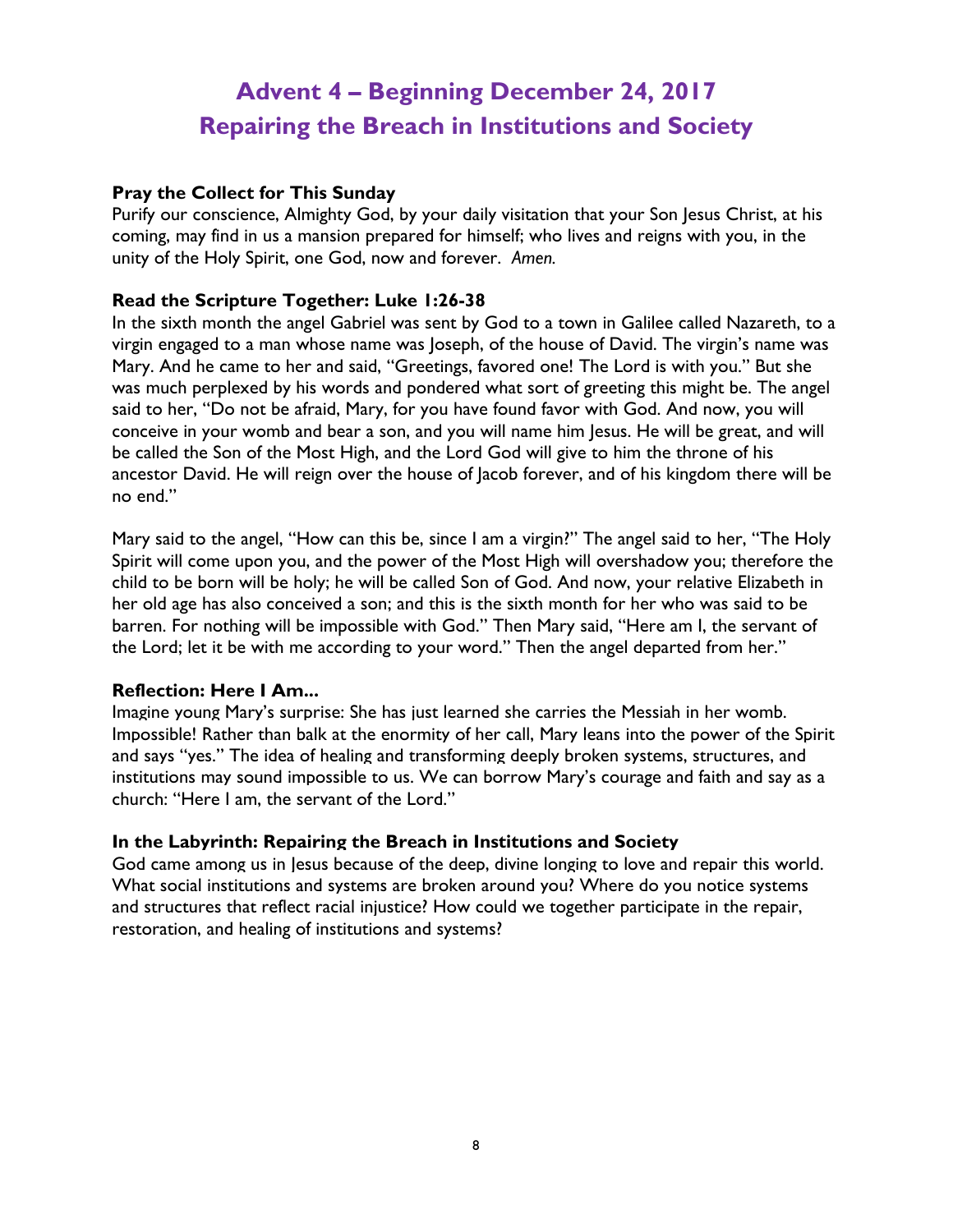# Advent 4 – Beginning December 24, 2017
# Repairing the Breach in Institutions and Society

**Pray the Collect for This Sunday**

Purify our conscience, Almighty God, by your daily visitation that your Son Jesus Christ, at his coming, may find in us a mansion prepared for himself; who lives and reigns with you, in the unity of the Holy Spirit, one God, now and forever. *Amen.*

**Read the Scripture Together: Luke 1:26-38**

In the sixth month the angel Gabriel was sent by God to a town in Galilee called Nazareth, to a virgin engaged to a man whose name was Joseph, of the house of David. The virgin's name was Mary. And he came to her and said, "Greetings, favored one! The Lord is with you." But she was much perplexed by his words and pondered what sort of greeting this might be. The angel said to her, "Do not be afraid, Mary, for you have found favor with God. And now, you will conceive in your womb and bear a son, and you will name him Jesus. He will be great, and will be called the Son of the Most High, and the Lord God will give to him the throne of his ancestor David. He will reign over the house of Jacob forever, and of his kingdom there will be no end."

Mary said to the angel, "How can this be, since I am a virgin?" The angel said to her, "The Holy Spirit will come upon you, and the power of the Most High will overshadow you; therefore the child to be born will be holy; he will be called Son of God. And now, your relative Elizabeth in her old age has also conceived a son; and this is the sixth month for her who was said to be barren. For nothing will be impossible with God." Then Mary said, "Here am I, the servant of the Lord; let it be with me according to your word." Then the angel departed from her."

**Reflection: Here I Am...**

Imagine young Mary's surprise: She has just learned she carries the Messiah in her womb. Impossible! Rather than balk at the enormity of her call, Mary leans into the power of the Spirit and says "yes." The idea of healing and transforming deeply broken systems, structures, and institutions may sound impossible to us. We can borrow Mary's courage and faith and say as a church: "Here I am, the servant of the Lord."

**In the Labyrinth: Repairing the Breach in Institutions and Society**

God came among us in Jesus because of the deep, divine longing to love and repair this world. What social institutions and systems are broken around you? Where do you notice systems and structures that reflect racial injustice? How could we together participate in the repair, restoration, and healing of institutions and systems?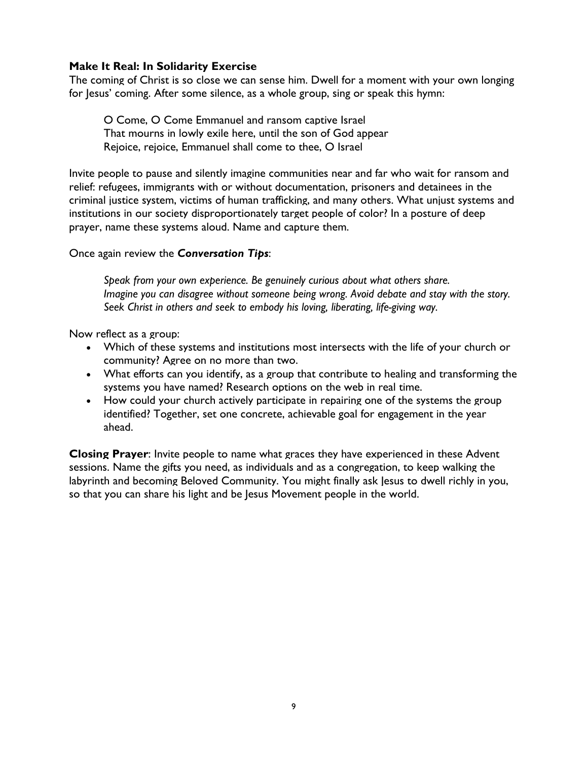**Make It Real: In Solidarity Exercise**

The coming of Christ is so close we can sense him. Dwell for a moment with your own longing for Jesus' coming. After some silence, as a whole group, sing or speak this hymn:

> O Come, O Come Emmanuel and ransom captive Israel
> That mourns in lowly exile here, until the son of God appear
> Rejoice, rejoice, Emmanuel shall come to thee, O Israel

Invite people to pause and silently imagine communities near and far who wait for ransom and relief: refugees, immigrants with or without documentation, prisoners and detainees in the criminal justice system, victims of human trafficking, and many others. What unjust systems and institutions in our society disproportionately target people of color? In a posture of deep prayer, name these systems aloud. Name and capture them.

Once again review the ***Conversation Tips***:

> *Speak from your own experience. Be genuinely curious about what others share.*
> *Imagine you can disagree without someone being wrong. Avoid debate and stay with the story.*
> *Seek Christ in others and seek to embody his loving, liberating, life-giving way.*

Now reflect as a group:

- Which of these systems and institutions most intersects with the life of your church or community? Agree on no more than two.
- What efforts can you identify, as a group that contribute to healing and transforming the systems you have named? Research options on the web in real time.
- How could your church actively participate in repairing one of the systems the group identified? Together, set one concrete, achievable goal for engagement in the year ahead.

**Closing Prayer**: Invite people to name what graces they have experienced in these Advent sessions. Name the gifts you need, as individuals and as a congregation, to keep walking the labyrinth and becoming Beloved Community. You might finally ask Jesus to dwell richly in you, so that you can share his light and be Jesus Movement people in the world.